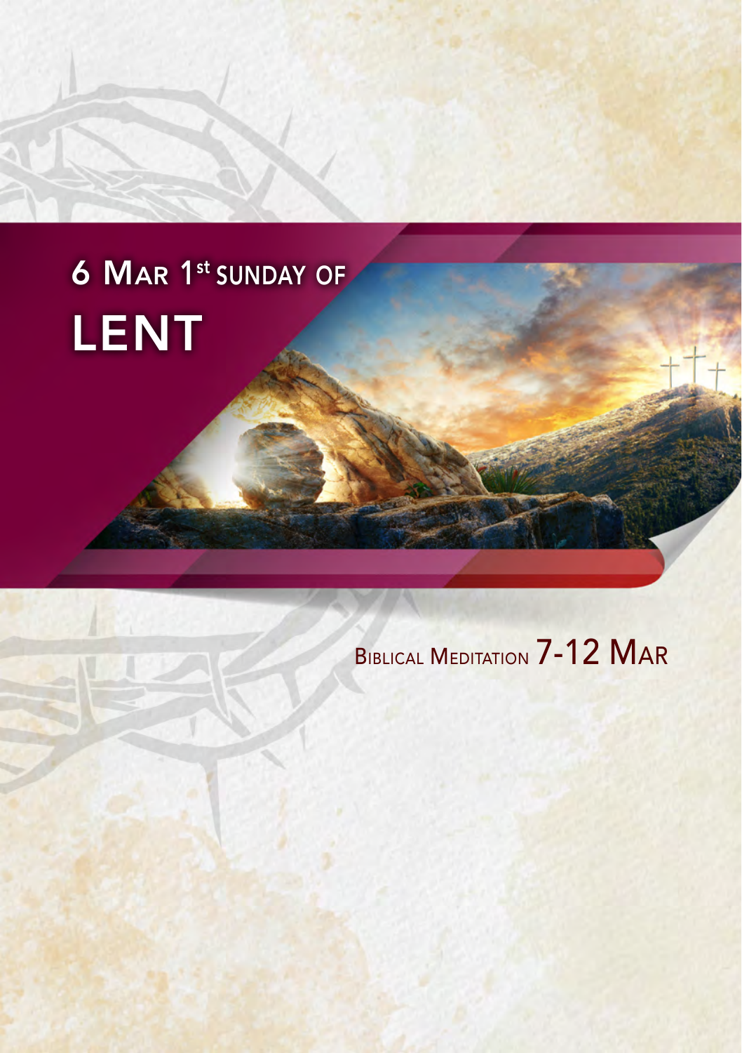# 6 Mar 1st Sunday of LENT

## Biblical Meditation 7-12 Mar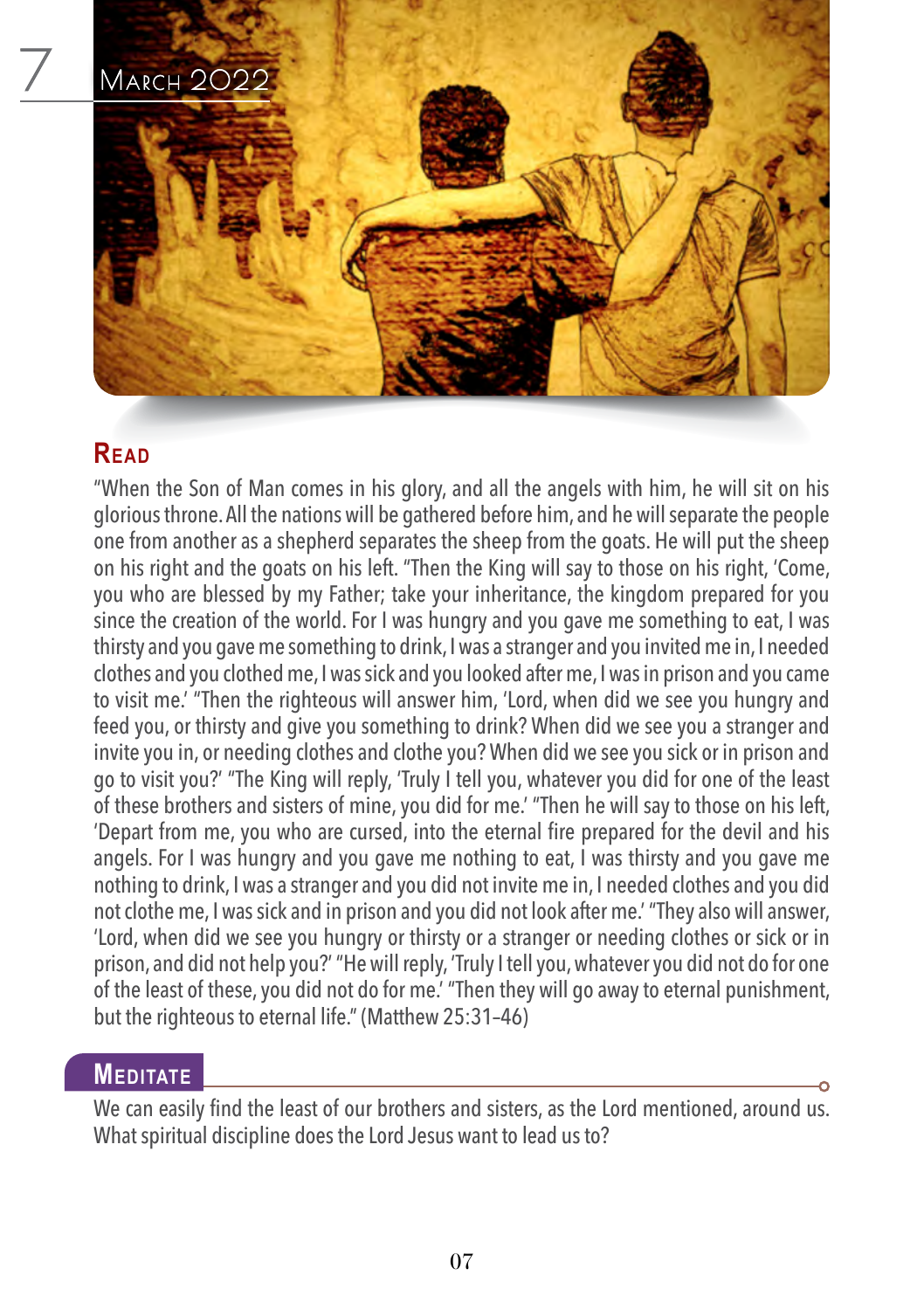7 March 2022

## Read

"When the Son of Man comes in his glory, and all the angels with him, he will sit on his glorious throne. All the nations will be gathered before him, and he will separate the people one from another as a shepherd separates the sheep from the goats. He will put the sheep on his right and the goats on his left. "Then the King will say to those on his right, 'Come, you who are blessed by my Father; take your inheritance, the kingdom prepared for you since the creation of the world. For I was hungry and you gave me something to eat, I was thirsty and you gave me something to drink, I was a stranger and you invited me in, I needed clothes and you clothed me, I was sick and you looked after me, I was in prison and you came to visit me.' "Then the righteous will answer him, 'Lord, when did we see you hungry and feed you, or thirsty and give you something to drink? When did we see you a stranger and invite you in, or needing clothes and clothe you? When did we see you sick or in prison and go to visit you?' "The King will reply, 'Truly I tell you, whatever you did for one of the least of these brothers and sisters of mine, you did for me.' "Then he will say to those on his left, 'Depart from me, you who are cursed, into the eternal fire prepared for the devil and his angels. For I was hungry and you gave me nothing to eat, I was thirsty and you gave me nothing to drink, I was a stranger and you did not invite me in, I needed clothes and you did not clothe me, I was sick and in prison and you did not look after me.' "They also will answer, 'Lord, when did we see you hungry or thirsty or a stranger or needing clothes or sick or in prison, and did not help you?' "He will reply, 'Truly I tell you, whatever you did not do for one of the least of these, you did not do for me.' "Then they will go away to eternal punishment, but the righteous to eternal life." (Matthew 25:31–46)

## Meditate

We can easily find the least of our brothers and sisters, as the Lord mentioned, around us. What spiritual discipline does the Lord Jesus want to lead us to?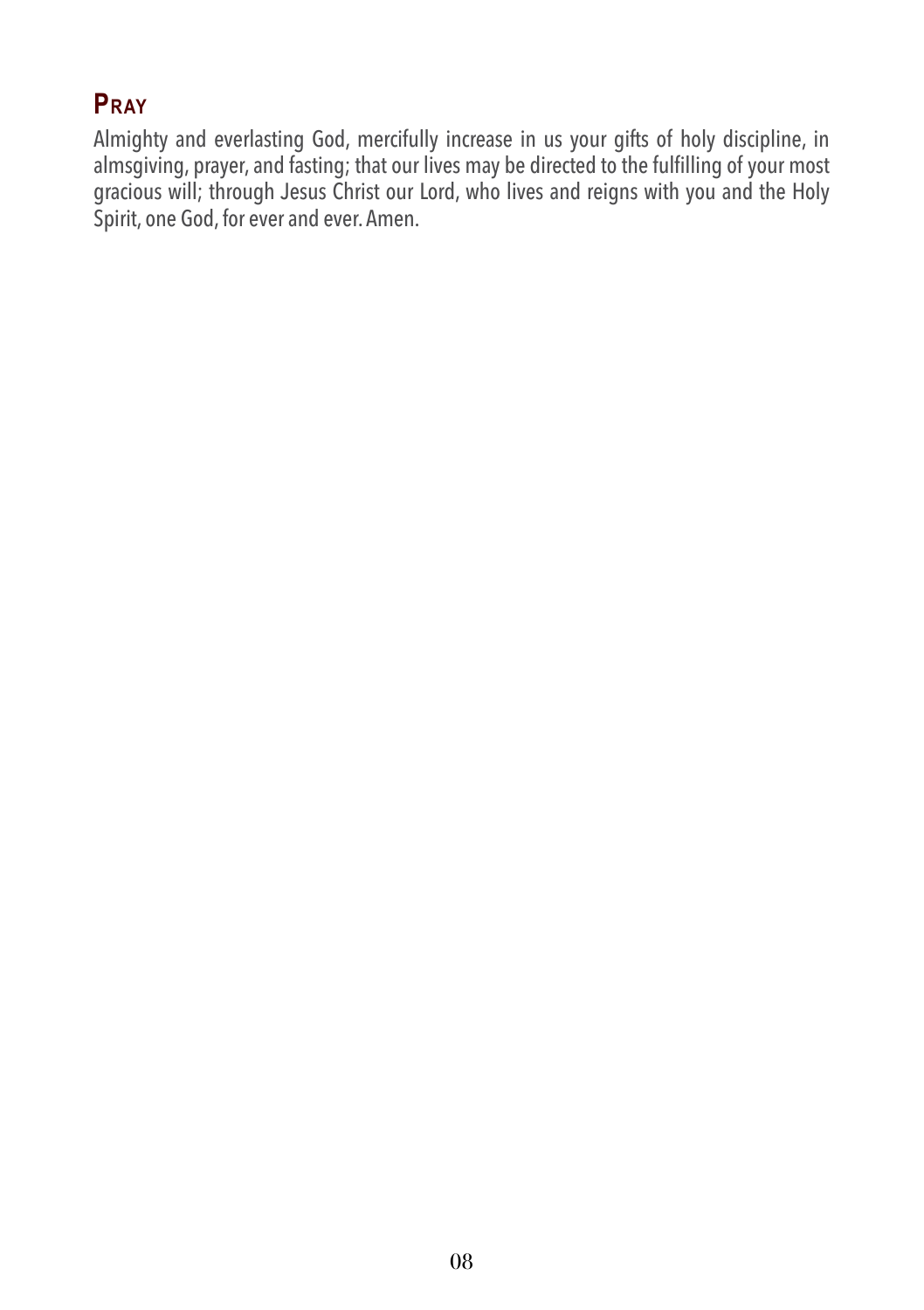## Pray

Almighty and everlasting God, mercifully increase in us your gifts of holy discipline, in almsgiving, prayer, and fasting; that our lives may be directed to the fulfilling of your most gracious will; through Jesus Christ our Lord, who lives and reigns with you and the Holy Spirit, one God, for ever and ever. Amen.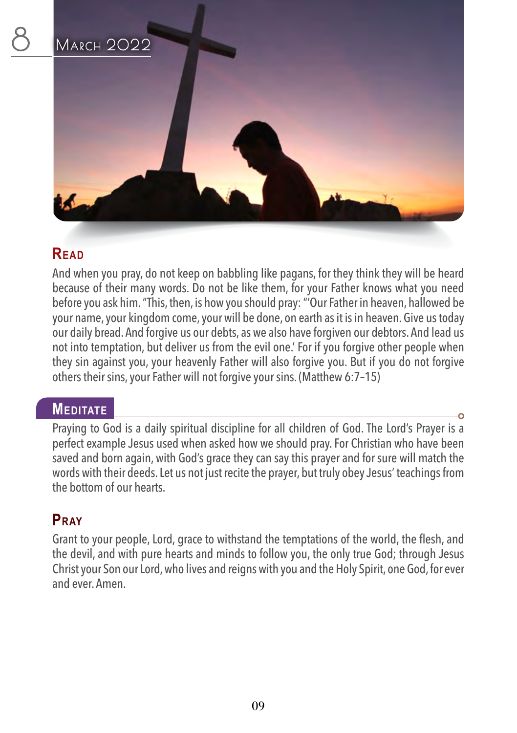# 8 March 2022

## Read

And when you pray, do not keep on babbling like pagans, for they think they will be heard because of their many words. Do not be like them, for your Father knows what you need before you ask him. "This, then, is how you should pray: "'Our Father in heaven, hallowed be your name, your kingdom come, your will be done, on earth as it is in heaven. Give us today our daily bread. And forgive us our debts, as we also have forgiven our debtors. And lead us not into temptation, but deliver us from the evil one.' For if you forgive other people when they sin against you, your heavenly Father will also forgive you. But if you do not forgive others their sins, your Father will not forgive your sins. (Matthew 6:7–15)

## Meditate

Praying to God is a daily spiritual discipline for all children of God. The Lord's Prayer is a perfect example Jesus used when asked how we should pray. For Christian who have been saved and born again, with God's grace they can say this prayer and for sure will match the words with their deeds. Let us not just recite the prayer, but truly obey Jesus' teachings from the bottom of our hearts.

## Pray

Grant to your people, Lord, grace to withstand the temptations of the world, the flesh, and the devil, and with pure hearts and minds to follow you, the only true God; through Jesus Christ your Son our Lord, who lives and reigns with you and the Holy Spirit, one God, for ever and ever. Amen.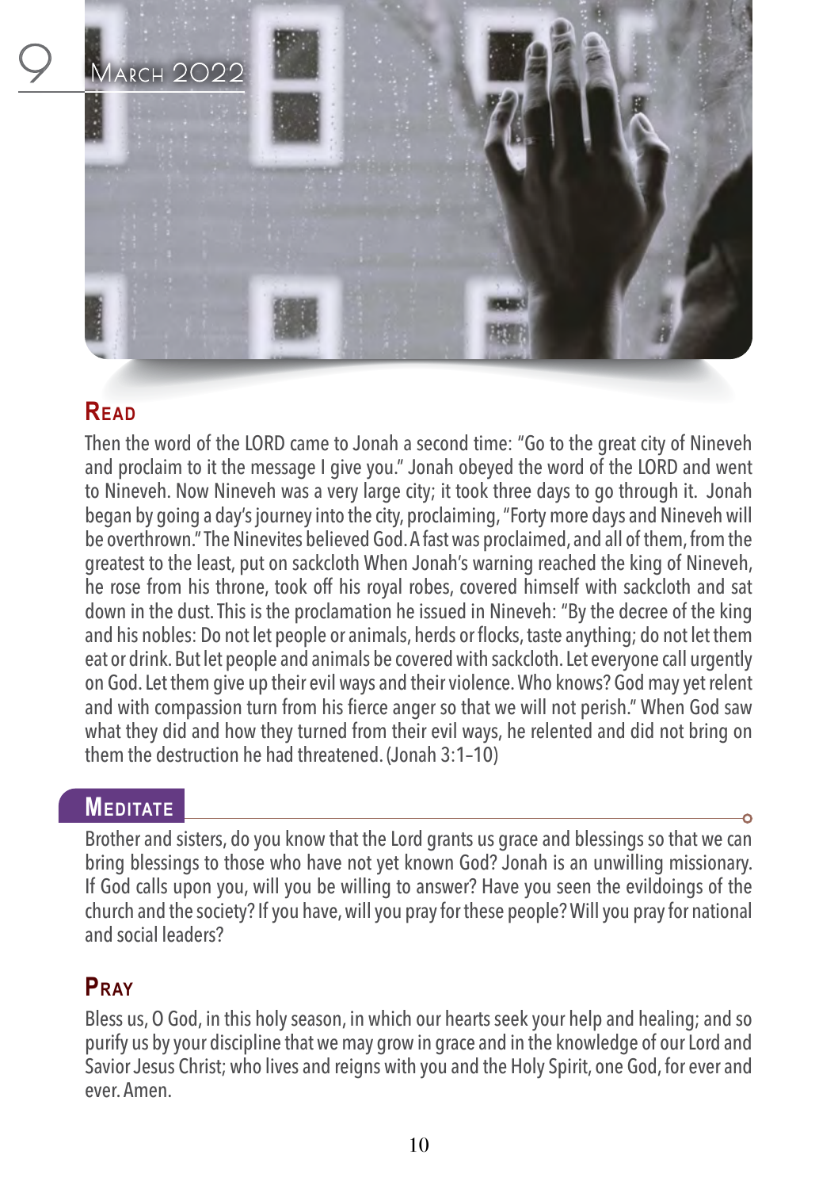# 9 March 2022

## Read

Then the word of the LORD came to Jonah a second time: "Go to the great city of Nineveh and proclaim to it the message I give you." Jonah obeyed the word of the LORD and went to Nineveh. Now Nineveh was a very large city; it took three days to go through it. Jonah began by going a day's journey into the city, proclaiming, "Forty more days and Nineveh will be overthrown." The Ninevites believed God. A fast was proclaimed, and all of them, from the greatest to the least, put on sackcloth When Jonah's warning reached the king of Nineveh, he rose from his throne, took off his royal robes, covered himself with sackcloth and sat down in the dust. This is the proclamation he issued in Nineveh: "By the decree of the king and his nobles: Do not let people or animals, herds or flocks, taste anything; do not let them eat or drink. But let people and animals be covered with sackcloth. Let everyone call urgently on God. Let them give up their evil ways and their violence. Who knows? God may yet relent and with compassion turn from his fierce anger so that we will not perish." When God saw what they did and how they turned from their evil ways, he relented and did not bring on them the destruction he had threatened. (Jonah 3:1–10)

## Meditate

Brother and sisters, do you know that the Lord grants us grace and blessings so that we can bring blessings to those who have not yet known God? Jonah is an unwilling missionary. If God calls upon you, will you be willing to answer? Have you seen the evildoings of the church and the society? If you have, will you pray for these people? Will you pray for national and social leaders?

## Pray

Bless us, O God, in this holy season, in which our hearts seek your help and healing; and so purify us by your discipline that we may grow in grace and in the knowledge of our Lord and Savior Jesus Christ; who lives and reigns with you and the Holy Spirit, one God, for ever and ever. Amen.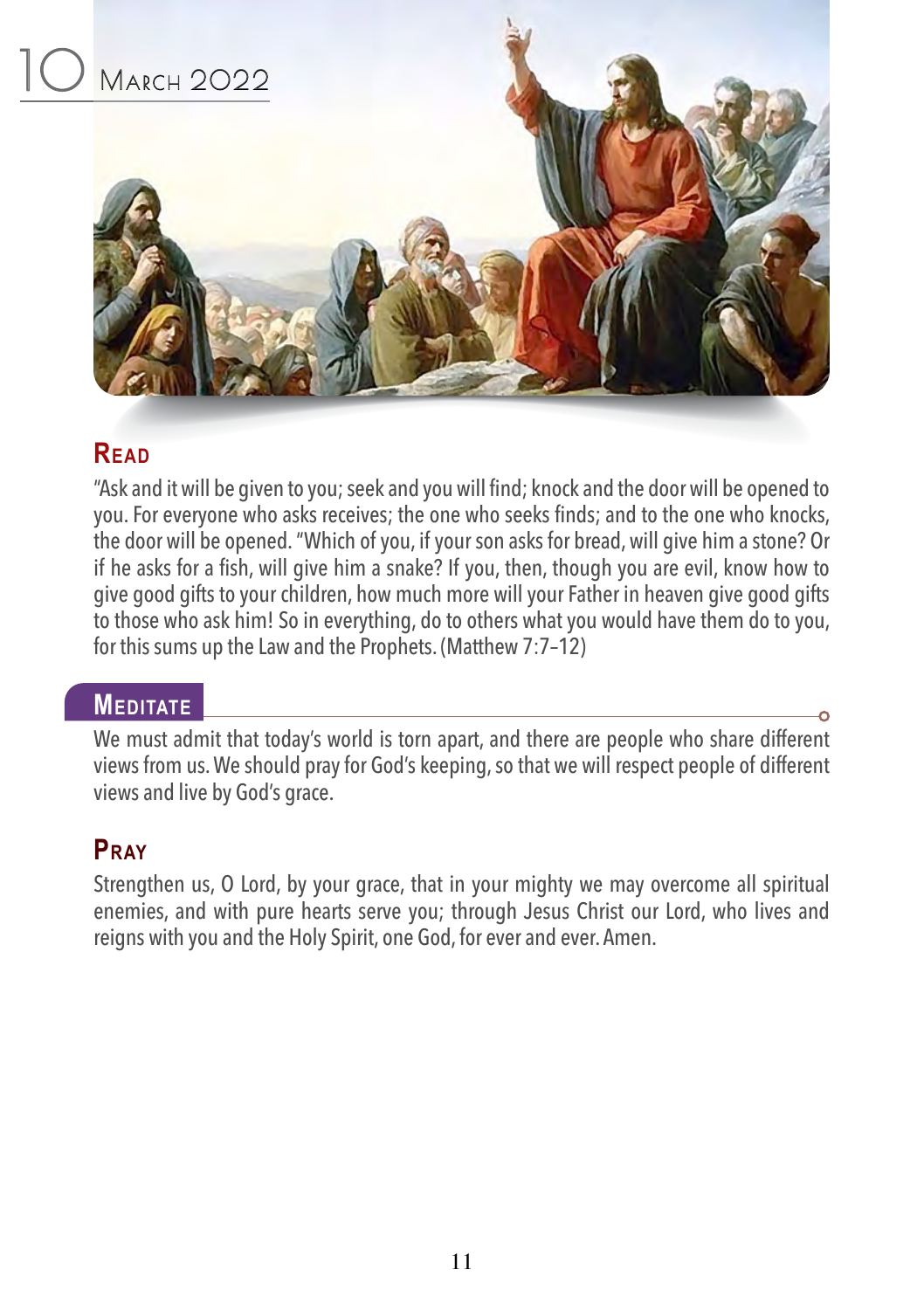# 10 March 2022

## Read

"Ask and it will be given to you; seek and you will find; knock and the door will be opened to you. For everyone who asks receives; the one who seeks finds; and to the one who knocks, the door will be opened. "Which of you, if your son asks for bread, will give him a stone? Or if he asks for a fish, will give him a snake? If you, then, though you are evil, know how to give good gifts to your children, how much more will your Father in heaven give good gifts to those who ask him! So in everything, do to others what you would have them do to you, for this sums up the Law and the Prophets. (Matthew 7:7–12)

## Meditate

We must admit that today's world is torn apart, and there are people who share different views from us. We should pray for God's keeping, so that we will respect people of different views and live by God's grace.

## Pray

Strengthen us, O Lord, by your grace, that in your mighty we may overcome all spiritual enemies, and with pure hearts serve you; through Jesus Christ our Lord, who lives and reigns with you and the Holy Spirit, one God, for ever and ever. Amen.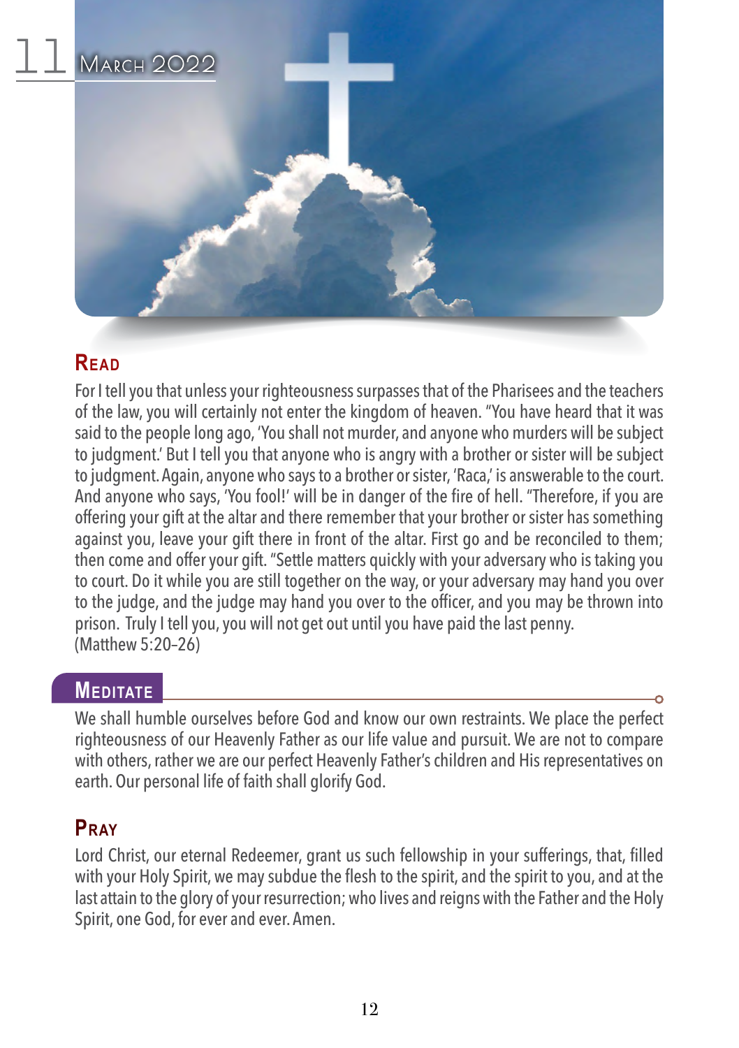# 11 March 2022

## Read

For I tell you that unless your righteousness surpasses that of the Pharisees and the teachers of the law, you will certainly not enter the kingdom of heaven. "You have heard that it was said to the people long ago, 'You shall not murder, and anyone who murders will be subject to judgment.' But I tell you that anyone who is angry with a brother or sister will be subject to judgment. Again, anyone who says to a brother or sister, 'Raca,' is answerable to the court. And anyone who says, 'You fool!' will be in danger of the fire of hell. "Therefore, if you are offering your gift at the altar and there remember that your brother or sister has something against you, leave your gift there in front of the altar. First go and be reconciled to them; then come and offer your gift. "Settle matters quickly with your adversary who is taking you to court. Do it while you are still together on the way, or your adversary may hand you over to the judge, and the judge may hand you over to the officer, and you may be thrown into prison. Truly I tell you, you will not get out until you have paid the last penny.
(Matthew 5:20–26)

## Meditate

We shall humble ourselves before God and know our own restraints. We place the perfect righteousness of our Heavenly Father as our life value and pursuit. We are not to compare with others, rather we are our perfect Heavenly Father's children and His representatives on earth. Our personal life of faith shall glorify God.

## Pray

Lord Christ, our eternal Redeemer, grant us such fellowship in your sufferings, that, filled with your Holy Spirit, we may subdue the flesh to the spirit, and the spirit to you, and at the last attain to the glory of your resurrection; who lives and reigns with the Father and the Holy Spirit, one God, for ever and ever. Amen.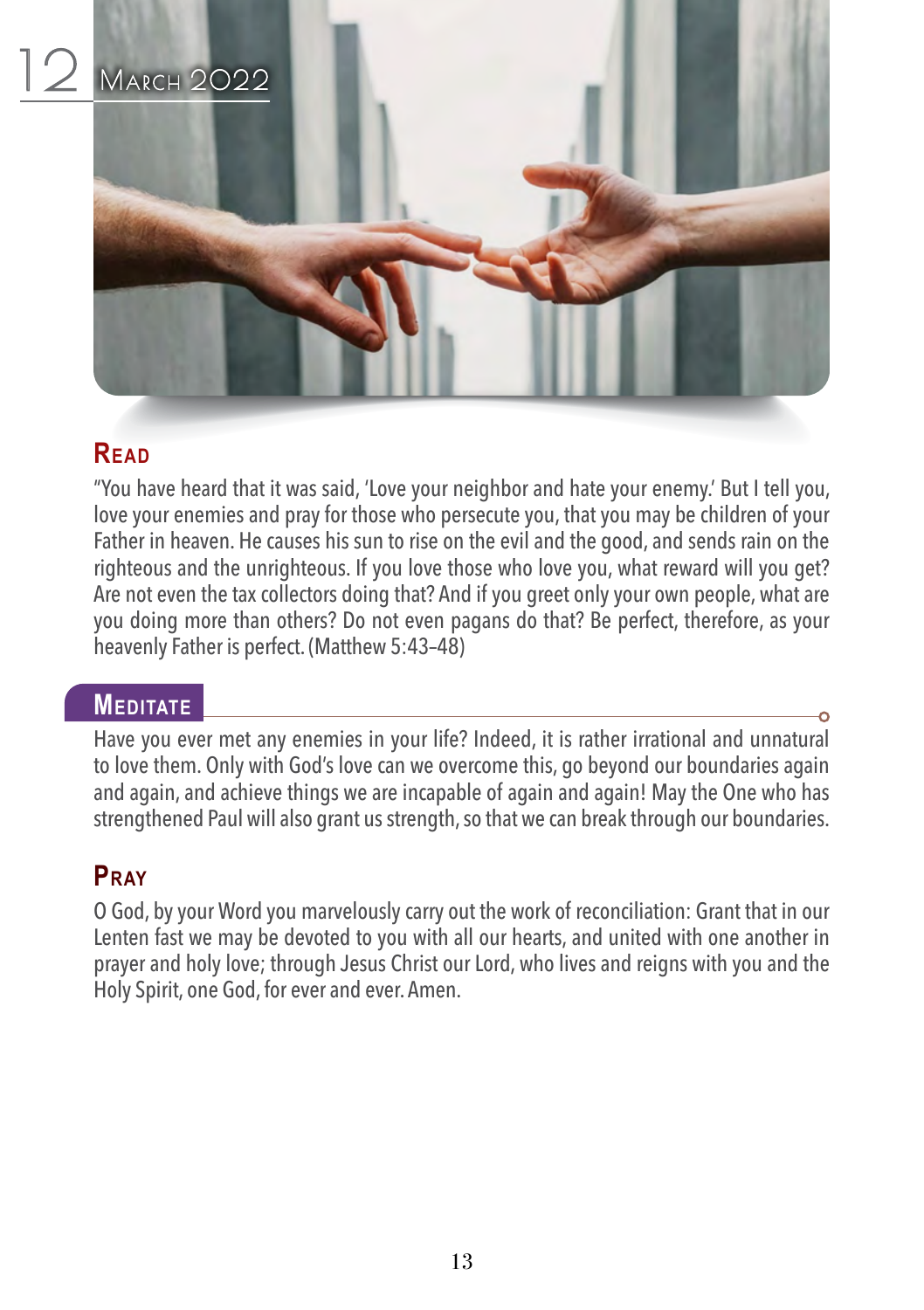# 12 March 2022

## Read

"You have heard that it was said, 'Love your neighbor and hate your enemy.' But I tell you, love your enemies and pray for those who persecute you, that you may be children of your Father in heaven. He causes his sun to rise on the evil and the good, and sends rain on the righteous and the unrighteous. If you love those who love you, what reward will you get? Are not even the tax collectors doing that? And if you greet only your own people, what are you doing more than others? Do not even pagans do that? Be perfect, therefore, as your heavenly Father is perfect. (Matthew 5:43–48)

## Meditate

Have you ever met any enemies in your life? Indeed, it is rather irrational and unnatural to love them. Only with God's love can we overcome this, go beyond our boundaries again and again, and achieve things we are incapable of again and again! May the One who has strengthened Paul will also grant us strength, so that we can break through our boundaries.

## Pray

O God, by your Word you marvelously carry out the work of reconciliation: Grant that in our Lenten fast we may be devoted to you with all our hearts, and united with one another in prayer and holy love; through Jesus Christ our Lord, who lives and reigns with you and the Holy Spirit, one God, for ever and ever. Amen.